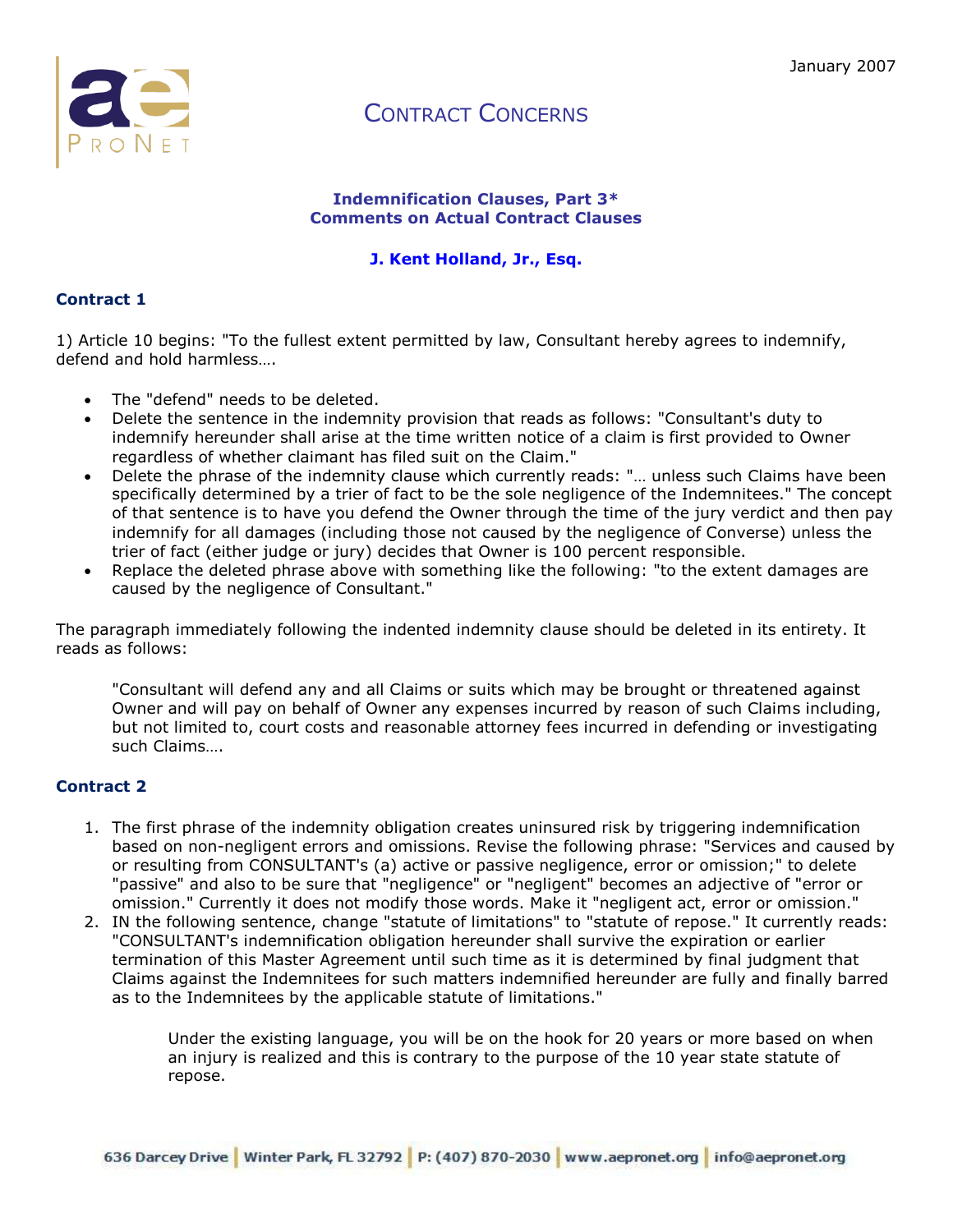January 2007

# Contract Concerns

**Indemnification Clauses, Part 3***
**Comments on Actual Contract Clauses**

**J. Kent Holland, Jr., Esq.**

## Contract 1

1) Article 10 begins: "To the fullest extent permitted by law, Consultant hereby agrees to indemnify, defend and hold harmless….

- The "defend" needs to be deleted.
- Delete the sentence in the indemnity provision that reads as follows: "Consultant's duty to indemnify hereunder shall arise at the time written notice of a claim is first provided to Owner regardless of whether claimant has filed suit on the Claim."
- Delete the phrase of the indemnity clause which currently reads: "… unless such Claims have been specifically determined by a trier of fact to be the sole negligence of the Indemnitees." The concept of that sentence is to have you defend the Owner through the time of the jury verdict and then pay indemnify for all damages (including those not caused by the negligence of Converse) unless the trier of fact (either judge or jury) decides that Owner is 100 percent responsible.
- Replace the deleted phrase above with something like the following: "to the extent damages are caused by the negligence of Consultant."

The paragraph immediately following the indented indemnity clause should be deleted in its entirety. It reads as follows:

> "Consultant will defend any and all Claims or suits which may be brought or threatened against Owner and will pay on behalf of Owner any expenses incurred by reason of such Claims including, but not limited to, court costs and reasonable attorney fees incurred in defending or investigating such Claims….

## Contract 2

1. The first phrase of the indemnity obligation creates uninsured risk by triggering indemnification based on non-negligent errors and omissions. Revise the following phrase: "Services and caused by or resulting from CONSULTANT's (a) active or passive negligence, error or omission;" to delete "passive" and also to be sure that "negligence" or "negligent" becomes an adjective of "error or omission." Currently it does not modify those words. Make it "negligent act, error or omission."
2. IN the following sentence, change "statute of limitations" to "statute of repose." It currently reads: "CONSULTANT's indemnification obligation hereunder shall survive the expiration or earlier termination of this Master Agreement until such time as it is determined by final judgment that Claims against the Indemnitees for such matters indemnified hereunder are fully and finally barred as to the Indemnitees by the applicable statute of limitations."

   > Under the existing language, you will be on the hook for 20 years or more based on when an injury is realized and this is contrary to the purpose of the 10 year state statute of repose.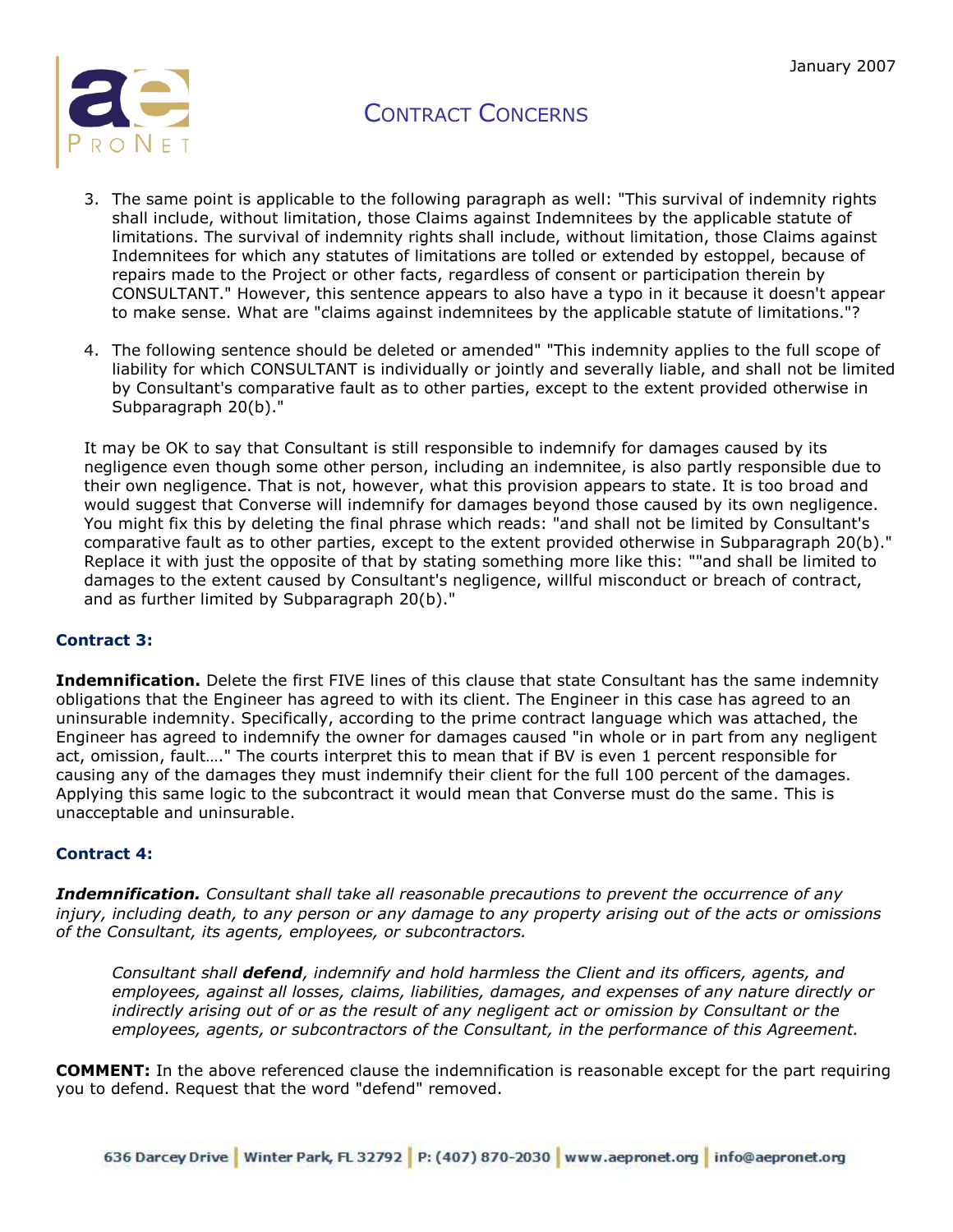3. The same point is applicable to the following paragraph as well: "This survival of indemnity rights shall include, without limitation, those Claims against Indemnitees by the applicable statute of limitations. The survival of indemnity rights shall include, without limitation, those Claims against Indemnitees for which any statutes of limitations are tolled or extended by estoppel, because of repairs made to the Project or other facts, regardless of consent or participation therein by CONSULTANT." However, this sentence appears to also have a typo in it because it doesn't appear to make sense. What are "claims against indemnitees by the applicable statute of limitations."?

4. The following sentence should be deleted or amended" "This indemnity applies to the full scope of liability for which CONSULTANT is individually or jointly and severally liable, and shall not be limited by Consultant's comparative fault as to other parties, except to the extent provided otherwise in Subparagraph 20(b)."

It may be OK to say that Consultant is still responsible to indemnify for damages caused by its negligence even though some other person, including an indemnitee, is also partly responsible due to their own negligence. That is not, however, what this provision appears to state. It is too broad and would suggest that Converse will indemnify for damages beyond those caused by its own negligence. You might fix this by deleting the final phrase which reads: "and shall not be limited by Consultant's comparative fault as to other parties, except to the extent provided otherwise in Subparagraph 20(b)." Replace it with just the opposite of that by stating something more like this: ""and shall be limited to damages to the extent caused by Consultant's negligence, willful misconduct or breach of contract, and as further limited by Subparagraph 20(b)."

### Contract 3:

**Indemnification.** Delete the first FIVE lines of this clause that state Consultant has the same indemnity obligations that the Engineer has agreed to with its client. The Engineer in this case has agreed to an uninsurable indemnity. Specifically, according to the prime contract language which was attached, the Engineer has agreed to indemnify the owner for damages caused "in whole or in part from any negligent act, omission, fault…." The courts interpret this to mean that if BV is even 1 percent responsible for causing any of the damages they must indemnify their client for the full 100 percent of the damages. Applying this same logic to the subcontract it would mean that Converse must do the same. This is unacceptable and uninsurable.

### Contract 4:

***Indemnification.*** *Consultant shall take all reasonable precautions to prevent the occurrence of any injury, including death, to any person or any damage to any property arising out of the acts or omissions of the Consultant, its agents, employees, or subcontractors.*

> *Consultant shall* ***defend****, indemnify and hold harmless the Client and its officers, agents, and employees, against all losses, claims, liabilities, damages, and expenses of any nature directly or indirectly arising out of or as the result of any negligent act or omission by Consultant or the employees, agents, or subcontractors of the Consultant, in the performance of this Agreement.*

**COMMENT:** In the above referenced clause the indemnification is reasonable except for the part requiring you to defend. Request that the word "defend" removed.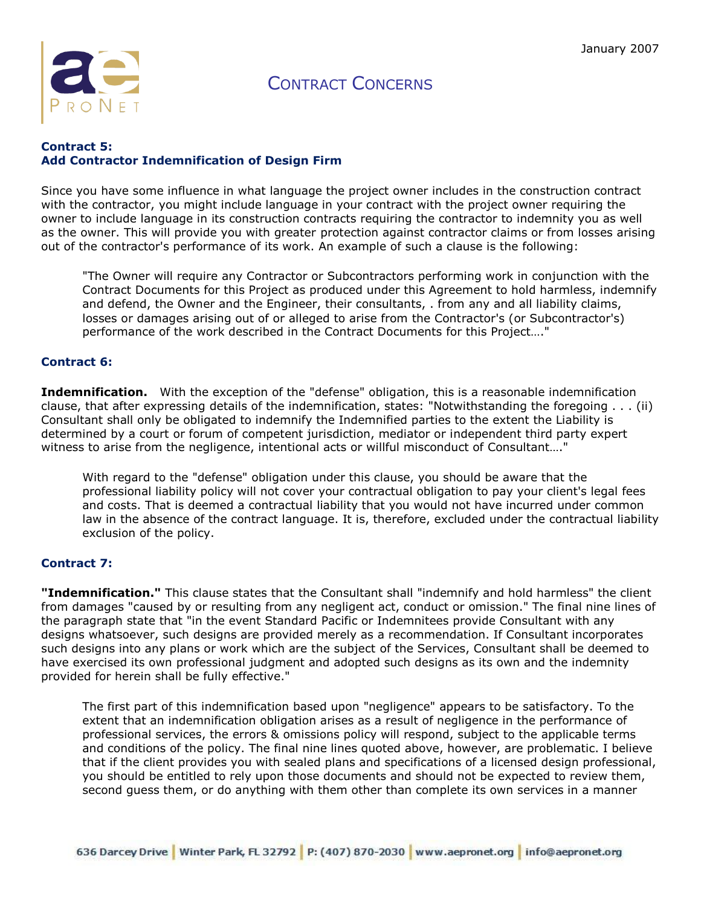# CONTRACT CONCERNS

### Contract 5:
### Add Contractor Indemnification of Design Firm

Since you have some influence in what language the project owner includes in the construction contract with the contractor, you might include language in your contract with the project owner requiring the owner to include language in its construction contracts requiring the contractor to indemnity you as well as the owner. This will provide you with greater protection against contractor claims or from losses arising out of the contractor's performance of its work. An example of such a clause is the following:

> "The Owner will require any Contractor or Subcontractors performing work in conjunction with the Contract Documents for this Project as produced under this Agreement to hold harmless, indemnify and defend, the Owner and the Engineer, their consultants, . from any and all liability claims, losses or damages arising out of or alleged to arise from the Contractor's (or Subcontractor's) performance of the work described in the Contract Documents for this Project…."

### Contract 6:

**Indemnification.** With the exception of the "defense" obligation, this is a reasonable indemnification clause, that after expressing details of the indemnification, states: "Notwithstanding the foregoing . . . (ii) Consultant shall only be obligated to indemnify the Indemnified parties to the extent the Liability is determined by a court or forum of competent jurisdiction, mediator or independent third party expert witness to arise from the negligence, intentional acts or willful misconduct of Consultant…."

> With regard to the "defense" obligation under this clause, you should be aware that the professional liability policy will not cover your contractual obligation to pay your client's legal fees and costs. That is deemed a contractual liability that you would not have incurred under common law in the absence of the contract language. It is, therefore, excluded under the contractual liability exclusion of the policy.

### Contract 7:

**"Indemnification."** This clause states that the Consultant shall "indemnify and hold harmless" the client from damages "caused by or resulting from any negligent act, conduct or omission." The final nine lines of the paragraph state that "in the event Standard Pacific or Indemnitees provide Consultant with any designs whatsoever, such designs are provided merely as a recommendation. If Consultant incorporates such designs into any plans or work which are the subject of the Services, Consultant shall be deemed to have exercised its own professional judgment and adopted such designs as its own and the indemnity provided for herein shall be fully effective."

> The first part of this indemnification based upon "negligence" appears to be satisfactory. To the extent that an indemnification obligation arises as a result of negligence in the performance of professional services, the errors & omissions policy will respond, subject to the applicable terms and conditions of the policy. The final nine lines quoted above, however, are problematic. I believe that if the client provides you with sealed plans and specifications of a licensed design professional, you should be entitled to rely upon those documents and should not be expected to review them, second guess them, or do anything with them other than complete its own services in a manner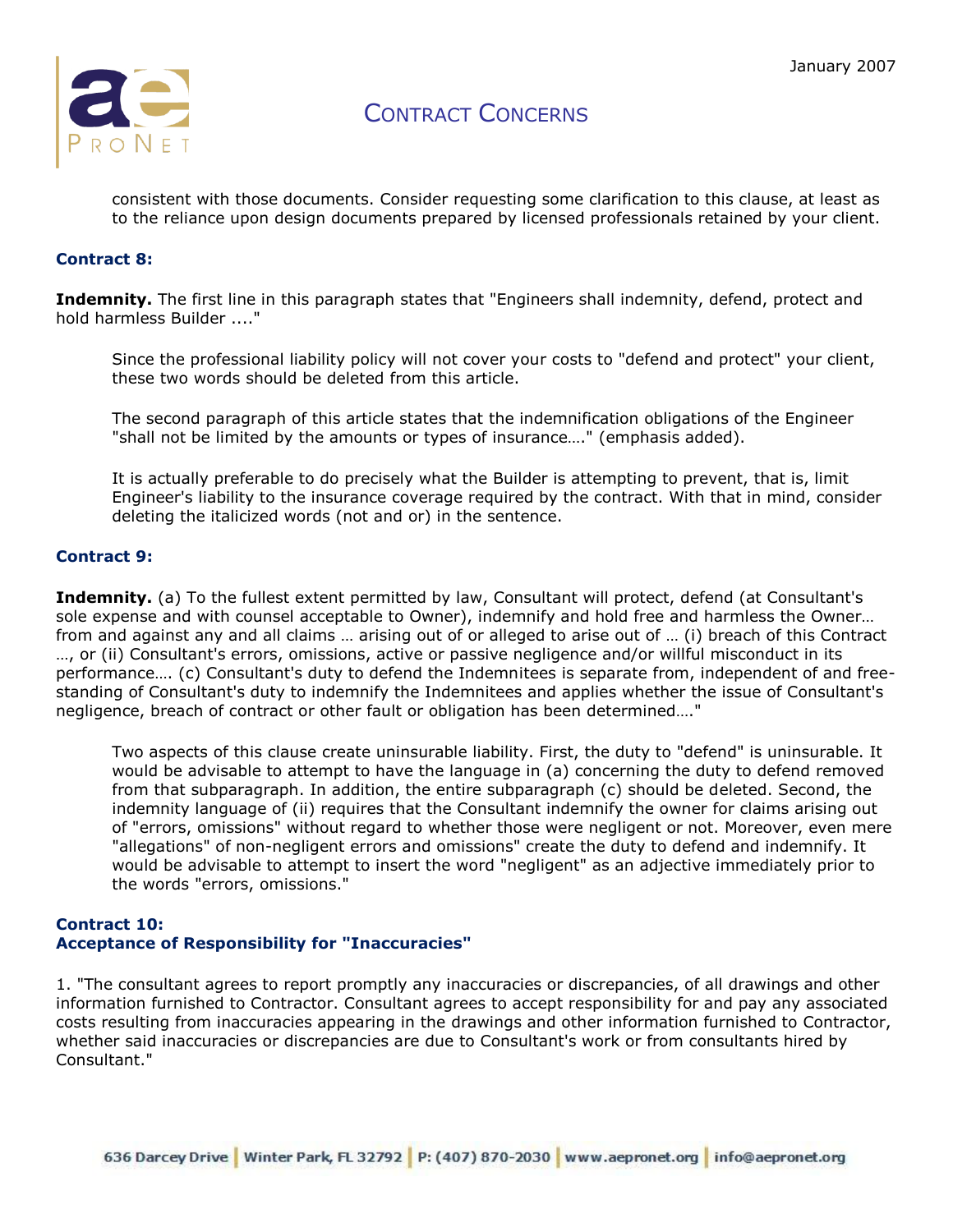consistent with those documents. Consider requesting some clarification to this clause, at least as to the reliance upon design documents prepared by licensed professionals retained by your client.

### Contract 8:

**Indemnity.** The first line in this paragraph states that "Engineers shall indemnity, defend, protect and hold harmless Builder ...."

Since the professional liability policy will not cover your costs to "defend and protect" your client, these two words should be deleted from this article.

The second paragraph of this article states that the indemnification obligations of the Engineer "shall not be limited by the amounts or types of insurance…." (emphasis added).

It is actually preferable to do precisely what the Builder is attempting to prevent, that is, limit Engineer's liability to the insurance coverage required by the contract. With that in mind, consider deleting the italicized words (not and or) in the sentence.

### Contract 9:

**Indemnity.** (a) To the fullest extent permitted by law, Consultant will protect, defend (at Consultant's sole expense and with counsel acceptable to Owner), indemnify and hold free and harmless the Owner… from and against any and all claims … arising out of or alleged to arise out of … (i) breach of this Contract …, or (ii) Consultant's errors, omissions, active or passive negligence and/or willful misconduct in its performance…. (c) Consultant's duty to defend the Indemnitees is separate from, independent of and free-standing of Consultant's duty to indemnify the Indemnitees and applies whether the issue of Consultant's negligence, breach of contract or other fault or obligation has been determined…."

Two aspects of this clause create uninsurable liability. First, the duty to "defend" is uninsurable. It would be advisable to attempt to have the language in (a) concerning the duty to defend removed from that subparagraph. In addition, the entire subparagraph (c) should be deleted. Second, the indemnity language of (ii) requires that the Consultant indemnify the owner for claims arising out of "errors, omissions" without regard to whether those were negligent or not. Moreover, even mere "allegations" of non-negligent errors and omissions" create the duty to defend and indemnify. It would be advisable to attempt to insert the word "negligent" as an adjective immediately prior to the words "errors, omissions."

### Contract 10:
### Acceptance of Responsibility for "Inaccuracies"

1. "The consultant agrees to report promptly any inaccuracies or discrepancies, of all drawings and other information furnished to Contractor. Consultant agrees to accept responsibility for and pay any associated costs resulting from inaccuracies appearing in the drawings and other information furnished to Contractor, whether said inaccuracies or discrepancies are due to Consultant's work or from consultants hired by Consultant."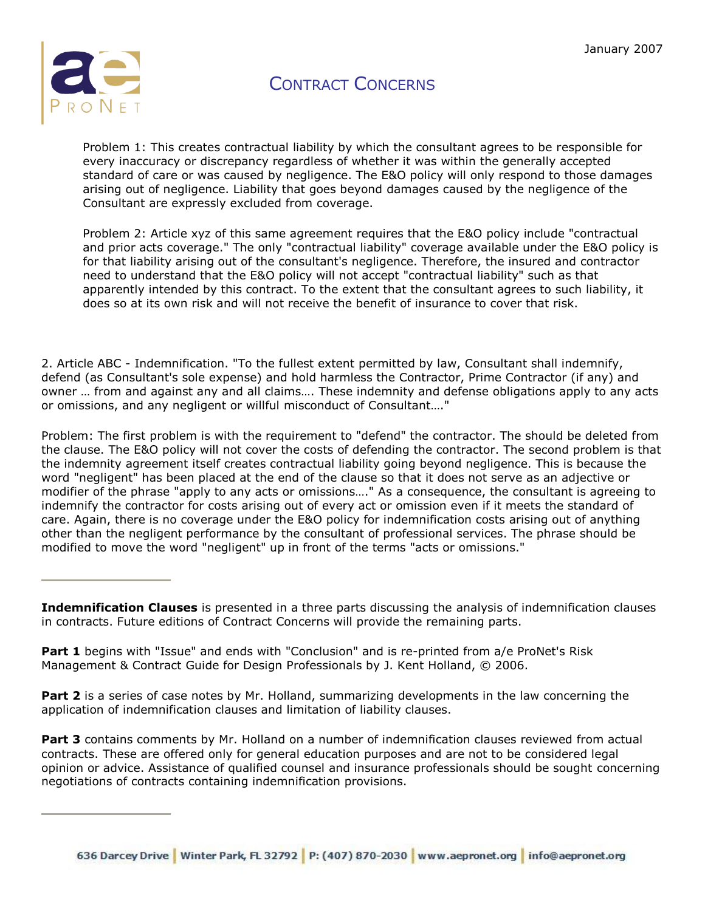Problem 1: This creates contractual liability by which the consultant agrees to be responsible for every inaccuracy or discrepancy regardless of whether it was within the generally accepted standard of care or was caused by negligence. The E&O policy will only respond to those damages arising out of negligence. Liability that goes beyond damages caused by the negligence of the Consultant are expressly excluded from coverage.

Problem 2: Article xyz of this same agreement requires that the E&O policy include "contractual and prior acts coverage." The only "contractual liability" coverage available under the E&O policy is for that liability arising out of the consultant's negligence. Therefore, the insured and contractor need to understand that the E&O policy will not accept "contractual liability" such as that apparently intended by this contract. To the extent that the consultant agrees to such liability, it does so at its own risk and will not receive the benefit of insurance to cover that risk.

2. Article ABC - Indemnification. "To the fullest extent permitted by law, Consultant shall indemnify, defend (as Consultant's sole expense) and hold harmless the Contractor, Prime Contractor (if any) and owner … from and against any and all claims…. These indemnity and defense obligations apply to any acts or omissions, and any negligent or willful misconduct of Consultant…."

Problem: The first problem is with the requirement to "defend" the contractor. The should be deleted from the clause. The E&O policy will not cover the costs of defending the contractor. The second problem is that the indemnity agreement itself creates contractual liability going beyond negligence. This is because the word "negligent" has been placed at the end of the clause so that it does not serve as an adjective or modifier of the phrase "apply to any acts or omissions…." As a consequence, the consultant is agreeing to indemnify the contractor for costs arising out of every act or omission even if it meets the standard of care. Again, there is no coverage under the E&O policy for indemnification costs arising out of anything other than the negligent performance by the consultant of professional services. The phrase should be modified to move the word "negligent" up in front of the terms "acts or omissions."

---

**Indemnification Clauses** is presented in a three parts discussing the analysis of indemnification clauses in contracts. Future editions of Contract Concerns will provide the remaining parts.

**Part 1** begins with "Issue" and ends with "Conclusion" and is re-printed from a/e ProNet's Risk Management & Contract Guide for Design Professionals by J. Kent Holland, © 2006.

**Part 2** is a series of case notes by Mr. Holland, summarizing developments in the law concerning the application of indemnification clauses and limitation of liability clauses.

**Part 3** contains comments by Mr. Holland on a number of indemnification clauses reviewed from actual contracts. These are offered only for general education purposes and are not to be considered legal opinion or advice. Assistance of qualified counsel and insurance professionals should be sought concerning negotiations of contracts containing indemnification provisions.

---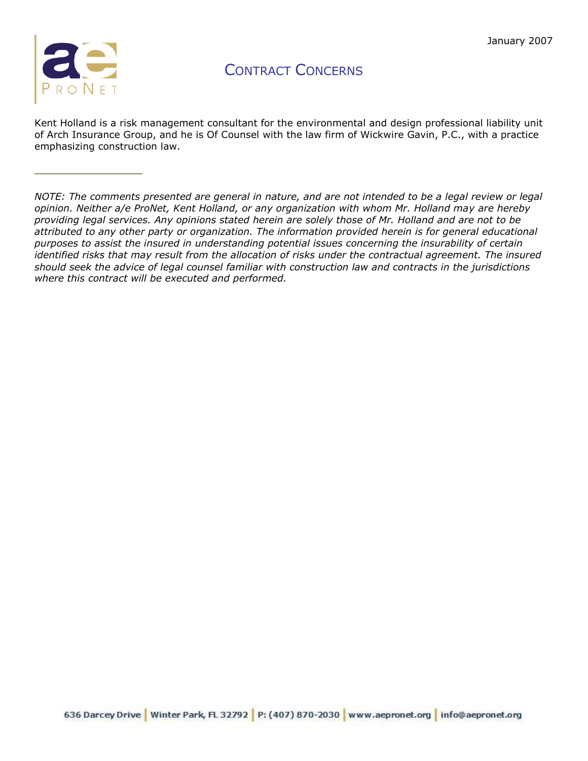January 2007

## CONTRACT CONCERNS

Kent Holland is a risk management consultant for the environmental and design professional liability unit of Arch Insurance Group, and he is Of Counsel with the law firm of Wickwire Gavin, P.C., with a practice emphasizing construction law.

---

*NOTE: The comments presented are general in nature, and are not intended to be a legal review or legal opinion. Neither a/e ProNet, Kent Holland, or any organization with whom Mr. Holland may are hereby providing legal services. Any opinions stated herein are solely those of Mr. Holland and are not to be attributed to any other party or organization. The information provided herein is for general educational purposes to assist the insured in understanding potential issues concerning the insurability of certain identified risks that may result from the allocation of risks under the contractual agreement. The insured should seek the advice of legal counsel familiar with construction law and contracts in the jurisdictions where this contract will be executed and performed.*

636 Darcey Drive | Winter Park, FL 32792 | P: (407) 870-2030 | www.aepronet.org | info@aepronet.org